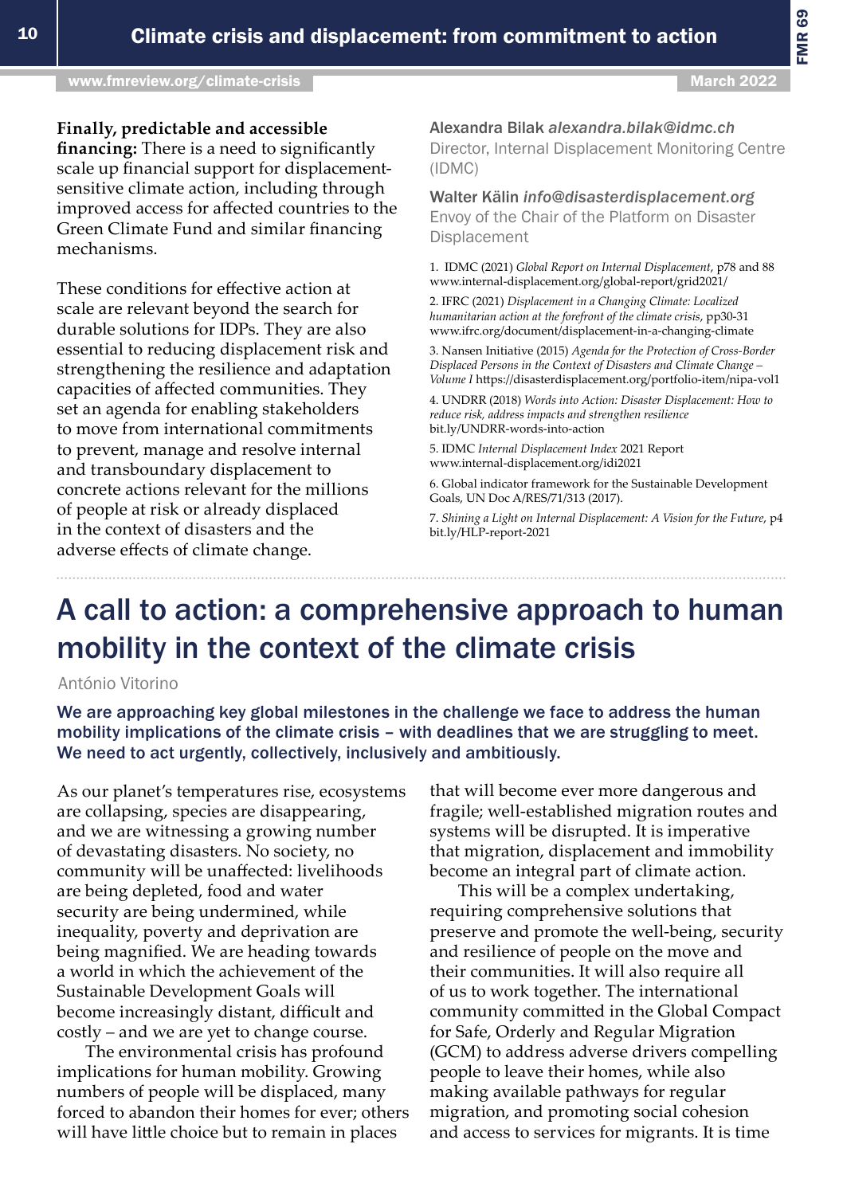**Finally, predictable and accessible financing:** There is a need to significantly scale up financial support for displacement-sensitive climate action, including through improved access for affected countries to the Green Climate Fund and similar financing mechanisms.

These conditions for effective action at scale are relevant beyond the search for durable solutions for IDPs. They are also essential to reducing displacement risk and strengthening the resilience and adaptation capacities of affected communities. They set an agenda for enabling stakeholders to move from international commitments to prevent, manage and resolve internal and transboundary displacement to concrete actions relevant for the millions of people at risk or already displaced in the context of disasters and the adverse effects of climate change.

Alexandra Bilak *alexandra.bilak@idmc.ch*
Director, Internal Displacement Monitoring Centre (IDMC)

Walter Kälin *info@disasterdisplacement.org*
Envoy of the Chair of the Platform on Disaster Displacement

1. IDMC (2021) *Global Report on Internal Displacement*, p78 and 88 www.internal-displacement.org/global-report/grid2021/
2. IFRC (2021) *Displacement in a Changing Climate: Localized humanitarian action at the forefront of the climate crisis*, pp30-31 www.ifrc.org/document/displacement-in-a-changing-climate
3. Nansen Initiative (2015) *Agenda for the Protection of Cross-Border Displaced Persons in the Context of Disasters and Climate Change – Volume I* https://disasterdisplacement.org/portfolio-item/nipa-vol1
4. UNDRR (2018) *Words into Action: Disaster Displacement: How to reduce risk, address impacts and strengthen resilience* bit.ly/UNDRR-words-into-action
5. IDMC *Internal Displacement Index* 2021 Report www.internal-displacement.org/idi2021
6. Global indicator framework for the Sustainable Development Goals, UN Doc A/RES/71/313 (2017).
7. *Shining a Light on Internal Displacement: A Vision for the Future*, p4 bit.ly/HLP-report-2021

# A call to action: a comprehensive approach to human mobility in the context of the climate crisis

António Vitorino

**We are approaching key global milestones in the challenge we face to address the human mobility implications of the climate crisis – with deadlines that we are struggling to meet. We need to act urgently, collectively, inclusively and ambitiously.**

As our planet's temperatures rise, ecosystems are collapsing, species are disappearing, and we are witnessing a growing number of devastating disasters. No society, no community will be unaffected: livelihoods are being depleted, food and water security are being undermined, while inequality, poverty and deprivation are being magnified. We are heading towards a world in which the achievement of the Sustainable Development Goals will become increasingly distant, difficult and costly – and we are yet to change course.

The environmental crisis has profound implications for human mobility. Growing numbers of people will be displaced, many forced to abandon their homes for ever; others will have little choice but to remain in places that will become ever more dangerous and fragile; well-established migration routes and systems will be disrupted. It is imperative that migration, displacement and immobility become an integral part of climate action.

This will be a complex undertaking, requiring comprehensive solutions that preserve and promote the well-being, security and resilience of people on the move and their communities. It will also require all of us to work together. The international community committed in the Global Compact for Safe, Orderly and Regular Migration (GCM) to address adverse drivers compelling people to leave their homes, while also making available pathways for regular migration, and promoting social cohesion and access to services for migrants. It is time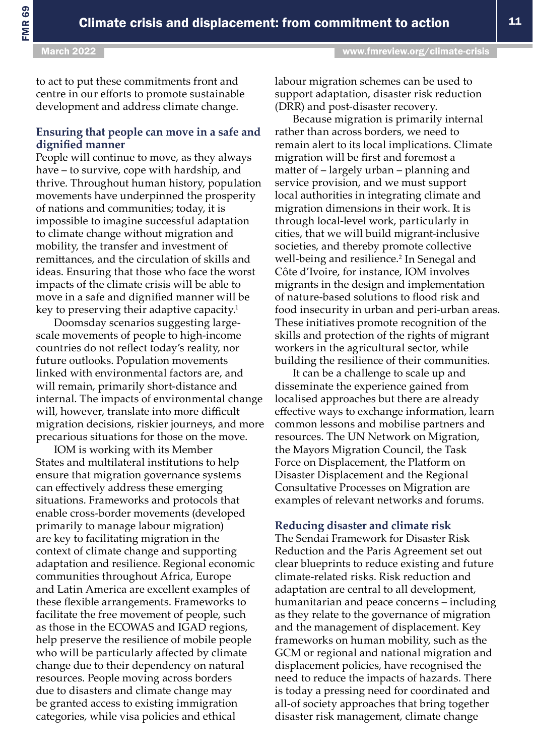to act to put these commitments front and centre in our efforts to promote sustainable development and address climate change.

### Ensuring that people can move in a safe and dignified manner

People will continue to move, as they always have – to survive, cope with hardship, and thrive. Throughout human history, population movements have underpinned the prosperity of nations and communities; today, it is impossible to imagine successful adaptation to climate change without migration and mobility, the transfer and investment of remittances, and the circulation of skills and ideas. Ensuring that those who face the worst impacts of the climate crisis will be able to move in a safe and dignified manner will be key to preserving their adaptive capacity.[1]

Doomsday scenarios suggesting large-scale movements of people to high-income countries do not reflect today's reality, nor future outlooks. Population movements linked with environmental factors are, and will remain, primarily short-distance and internal. The impacts of environmental change will, however, translate into more difficult migration decisions, riskier journeys, and more precarious situations for those on the move.

IOM is working with its Member States and multilateral institutions to help ensure that migration governance systems can effectively address these emerging situations. Frameworks and protocols that enable cross-border movements (developed primarily to manage labour migration) are key to facilitating migration in the context of climate change and supporting adaptation and resilience. Regional economic communities throughout Africa, Europe and Latin America are excellent examples of these flexible arrangements. Frameworks to facilitate the free movement of people, such as those in the ECOWAS and IGAD regions, help preserve the resilience of mobile people who will be particularly affected by climate change due to their dependency on natural resources. People moving across borders due to disasters and climate change may be granted access to existing immigration categories, while visa policies and ethical labour migration schemes can be used to support adaptation, disaster risk reduction (DRR) and post-disaster recovery.

Because migration is primarily internal rather than across borders, we need to remain alert to its local implications. Climate migration will be first and foremost a matter of – largely urban – planning and service provision, and we must support local authorities in integrating climate and migration dimensions in their work. It is through local-level work, particularly in cities, that we will build migrant-inclusive societies, and thereby promote collective well-being and resilience.[2] In Senegal and Côte d'Ivoire, for instance, IOM involves migrants in the design and implementation of nature-based solutions to flood risk and food insecurity in urban and peri-urban areas. These initiatives promote recognition of the skills and protection of the rights of migrant workers in the agricultural sector, while building the resilience of their communities.

It can be a challenge to scale up and disseminate the experience gained from localised approaches but there are already effective ways to exchange information, learn common lessons and mobilise partners and resources. The UN Network on Migration, the Mayors Migration Council, the Task Force on Displacement, the Platform on Disaster Displacement and the Regional Consultative Processes on Migration are examples of relevant networks and forums.

### Reducing disaster and climate risk

The Sendai Framework for Disaster Risk Reduction and the Paris Agreement set out clear blueprints to reduce existing and future climate-related risks. Risk reduction and adaptation are central to all development, humanitarian and peace concerns – including as they relate to the governance of migration and the management of displacement. Key frameworks on human mobility, such as the GCM or regional and national migration and displacement policies, have recognised the need to reduce the impacts of hazards. There is today a pressing need for coordinated and all-of society approaches that bring together disaster risk management, climate change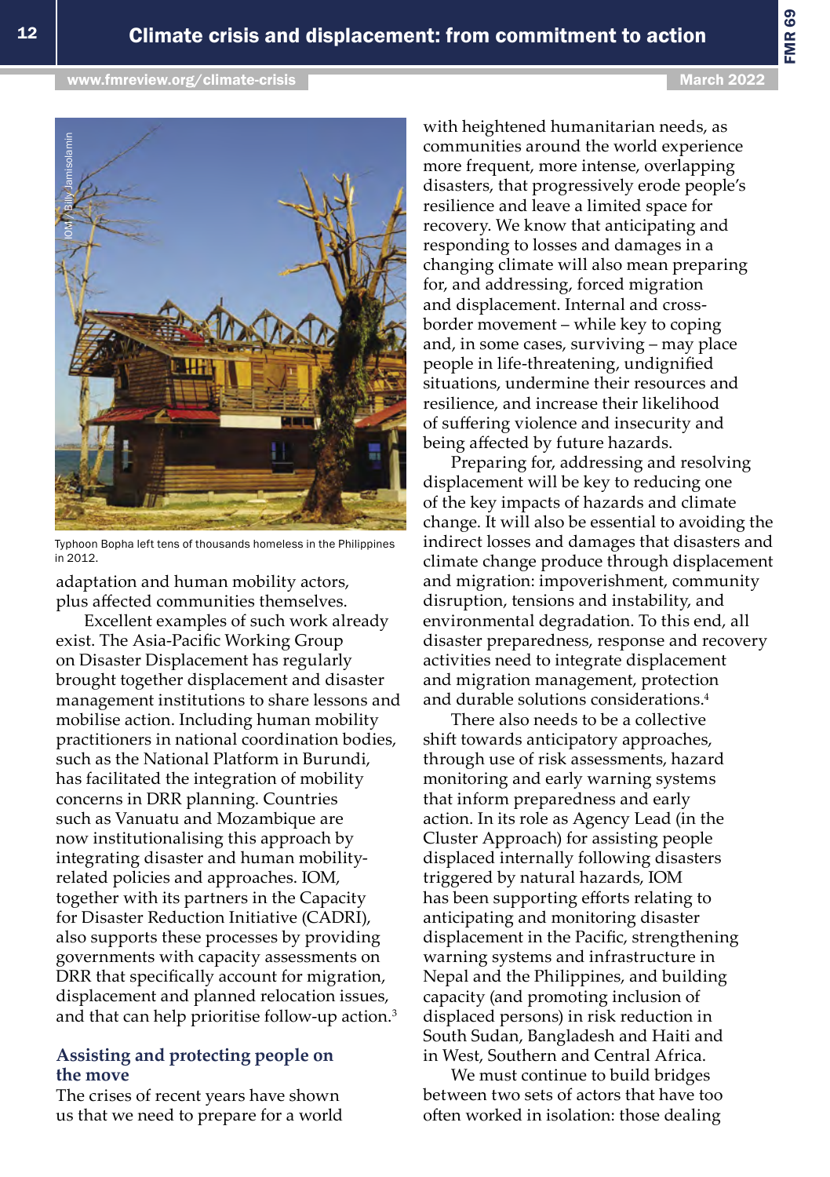Typhoon Bopha left tens of thousands homeless in the Philippines in 2012.

adaptation and human mobility actors, plus affected communities themselves.

Excellent examples of such work already exist. The Asia-Pacific Working Group on Disaster Displacement has regularly brought together displacement and disaster management institutions to share lessons and mobilise action. Including human mobility practitioners in national coordination bodies, such as the National Platform in Burundi, has facilitated the integration of mobility concerns in DRR planning. Countries such as Vanuatu and Mozambique are now institutionalising this approach by integrating disaster and human mobility-related policies and approaches. IOM, together with its partners in the Capacity for Disaster Reduction Initiative (CADRI), also supports these processes by providing governments with capacity assessments on DRR that specifically account for migration, displacement and planned relocation issues, and that can help prioritise follow-up action.[3]

## Assisting and protecting people on the move

The crises of recent years have shown us that we need to prepare for a world with heightened humanitarian needs, as communities around the world experience more frequent, more intense, overlapping disasters, that progressively erode people's resilience and leave a limited space for recovery. We know that anticipating and responding to losses and damages in a changing climate will also mean preparing for, and addressing, forced migration and displacement. Internal and cross-border movement – while key to coping and, in some cases, surviving – may place people in life-threatening, undignified situations, undermine their resources and resilience, and increase their likelihood of suffering violence and insecurity and being affected by future hazards.

Preparing for, addressing and resolving displacement will be key to reducing one of the key impacts of hazards and climate change. It will also be essential to avoiding the indirect losses and damages that disasters and climate change produce through displacement and migration: impoverishment, community disruption, tensions and instability, and environmental degradation. To this end, all disaster preparedness, response and recovery activities need to integrate displacement and migration management, protection and durable solutions considerations.[4]

There also needs to be a collective shift towards anticipatory approaches, through use of risk assessments, hazard monitoring and early warning systems that inform preparedness and early action. In its role as Agency Lead (in the Cluster Approach) for assisting people displaced internally following disasters triggered by natural hazards, IOM has been supporting efforts relating to anticipating and monitoring disaster displacement in the Pacific, strengthening warning systems and infrastructure in Nepal and the Philippines, and building capacity (and promoting inclusion of displaced persons) in risk reduction in South Sudan, Bangladesh and Haiti and in West, Southern and Central Africa.

We must continue to build bridges between two sets of actors that have too often worked in isolation: those dealing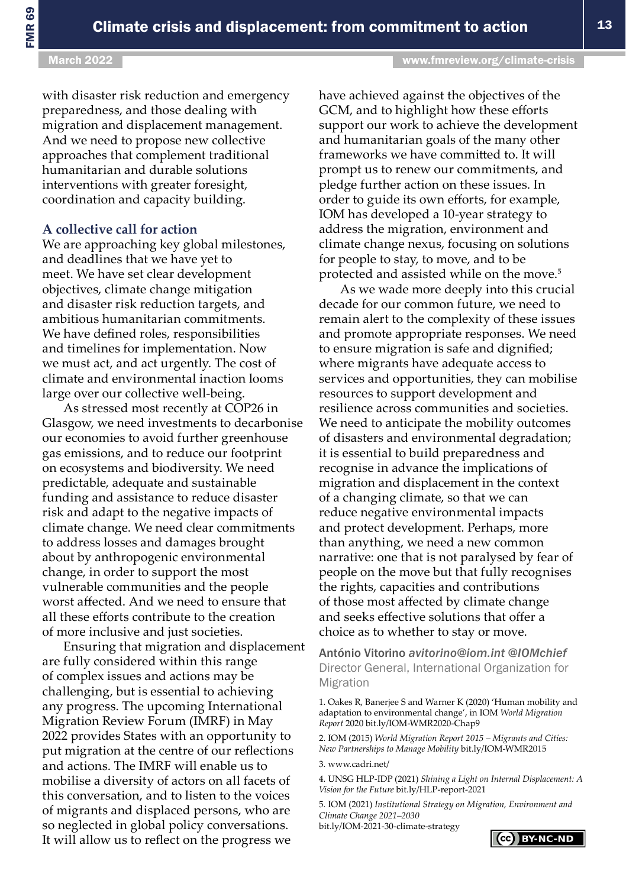with disaster risk reduction and emergency preparedness, and those dealing with migration and displacement management. And we need to propose new collective approaches that complement traditional humanitarian and durable solutions interventions with greater foresight, coordination and capacity building.

### A collective call for action

We are approaching key global milestones, and deadlines that we have yet to meet. We have set clear development objectives, climate change mitigation and disaster risk reduction targets, and ambitious humanitarian commitments. We have defined roles, responsibilities and timelines for implementation. Now we must act, and act urgently. The cost of climate and environmental inaction looms large over our collective well-being.

As stressed most recently at COP26 in Glasgow, we need investments to decarbonise our economies to avoid further greenhouse gas emissions, and to reduce our footprint on ecosystems and biodiversity. We need predictable, adequate and sustainable funding and assistance to reduce disaster risk and adapt to the negative impacts of climate change. We need clear commitments to address losses and damages brought about by anthropogenic environmental change, in order to support the most vulnerable communities and the people worst affected. And we need to ensure that all these efforts contribute to the creation of more inclusive and just societies.

Ensuring that migration and displacement are fully considered within this range of complex issues and actions may be challenging, but is essential to achieving any progress. The upcoming International Migration Review Forum (IMRF) in May 2022 provides States with an opportunity to put migration at the centre of our reflections and actions. The IMRF will enable us to mobilise a diversity of actors on all facets of this conversation, and to listen to the voices of migrants and displaced persons, who are so neglected in global policy conversations. It will allow us to reflect on the progress we have achieved against the objectives of the GCM, and to highlight how these efforts support our work to achieve the development and humanitarian goals of the many other frameworks we have committed to. It will prompt us to renew our commitments, and pledge further action on these issues. In order to guide its own efforts, for example, IOM has developed a 10-year strategy to address the migration, environment and climate change nexus, focusing on solutions for people to stay, to move, and to be protected and assisted while on the move.[5]

As we wade more deeply into this crucial decade for our common future, we need to remain alert to the complexity of these issues and promote appropriate responses. We need to ensure migration is safe and dignified; where migrants have adequate access to services and opportunities, they can mobilise resources to support development and resilience across communities and societies. We need to anticipate the mobility outcomes of disasters and environmental degradation; it is essential to build preparedness and recognise in advance the implications of migration and displacement in the context of a changing climate, so that we can reduce negative environmental impacts and protect development. Perhaps, more than anything, we need a new common narrative: one that is not paralysed by fear of people on the move but that fully recognises the rights, capacities and contributions of those most affected by climate change and seeks effective solutions that offer a choice as to whether to stay or move.

António Vitorino *avitorino@iom.int @IOMchief*
Director General, International Organization for Migration

1. Oakes R, Banerjee S and Warner K (2020) 'Human mobility and adaptation to environmental change', in IOM *World Migration Report* 2020 bit.ly/IOM-WMR2020-Chap9

2. IOM (2015) *World Migration Report 2015 – Migrants and Cities: New Partnerships to Manage Mobility* bit.ly/IOM-WMR2015

3. www.cadri.net/

4. UNSG HLP-IDP (2021) *Shining a Light on Internal Displacement: A Vision for the Future* bit.ly/HLP-report-2021

5. IOM (2021) *Institutional Strategy on Migration, Environment and Climate Change 2021–2030* bit.ly/IOM-2021-30-climate-strategy